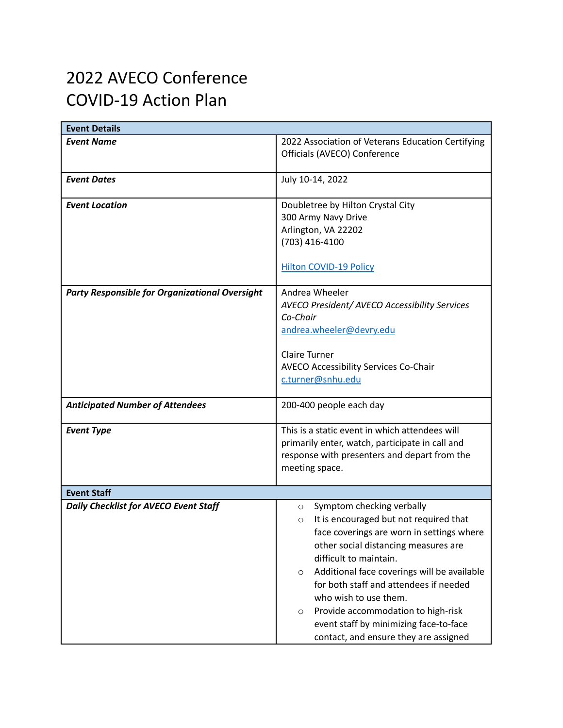# 2022 AVECO Conference
# COVID-19 Action Plan

| **Event Details** | |
|---|---|
| ***Event Name*** | 2022 Association of Veterans Education Certifying Officials (AVECO) Conference |
| ***Event Dates*** | July 10-14, 2022 |
| ***Event Location*** | Doubletree by Hilton Crystal City<br>300 Army Navy Drive<br>Arlington, VA 22202<br>(703) 416-4100<br><br>Hilton COVID-19 Policy |
| ***Party Responsible for Organizational Oversight*** | Andrea Wheeler<br>*AVECO President/ AVECO Accessibility Services Co-Chair*<br>andrea.wheeler@devry.edu<br><br>Claire Turner<br>AVECO Accessibility Services Co-Chair<br>c.turner@snhu.edu |
| ***Anticipated Number of Attendees*** | 200-400 people each day |
| ***Event Type*** | This is a static event in which attendees will primarily enter, watch, participate in call and response with presenters and depart from the meeting space. |
| **Event Staff** | |
| ***Daily Checklist for AVECO Event Staff*** | ○ Symptom checking verbally<br>○ It is encouraged but not required that face coverings are worn in settings where other social distancing measures are difficult to maintain.<br>○ Additional face coverings will be available for both staff and attendees if needed who wish to use them.<br>○ Provide accommodation to high-risk event staff by minimizing face-to-face contact, and ensure they are assigned |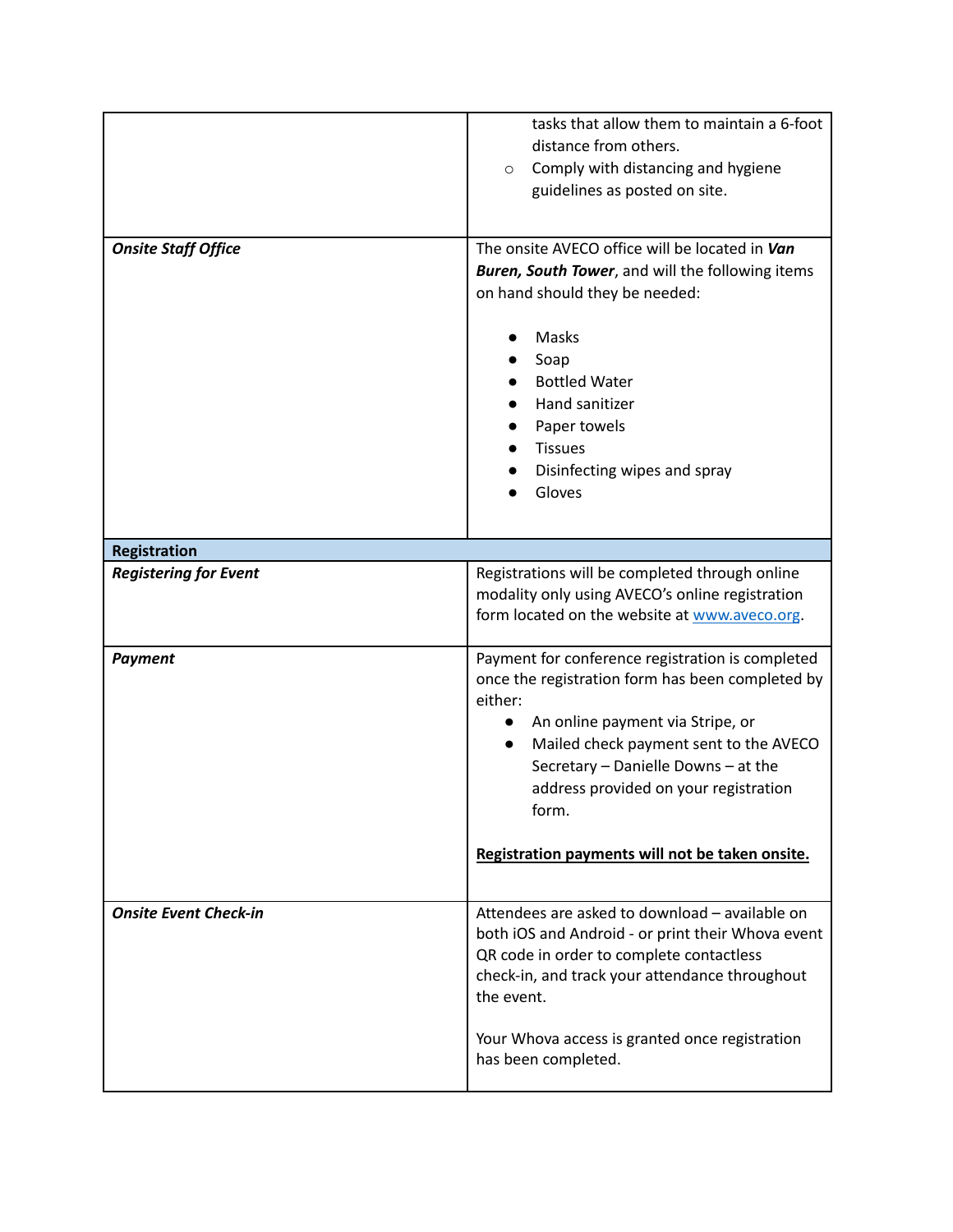| | |
|---|---|
| | tasks that allow them to maintain a 6-foot distance from others.<br>◦ Comply with distancing and hygiene guidelines as posted on site. |
| ***Onsite Staff Office*** | The onsite AVECO office will be located in ***Van Buren, South Tower***, and will the following items on hand should they be needed:<br><br>• Masks<br>• Soap<br>• Bottled Water<br>• Hand sanitizer<br>• Paper towels<br>• Tissues<br>• Disinfecting wipes and spray<br>• Gloves |
| **Registration** | |
| ***Registering for Event*** | Registrations will be completed through online modality only using AVECO's online registration form located on the website at www.aveco.org. |
| ***Payment*** | Payment for conference registration is completed once the registration form has been completed by either:<br>• An online payment via Stripe, or<br>• Mailed check payment sent to the AVECO Secretary – Danielle Downs – at the address provided on your registration form.<br><br>**Registration payments will not be taken onsite.** |
| ***Onsite Event Check-in*** | Attendees are asked to download – available on both iOS and Android - or print their Whova event QR code in order to complete contactless check-in, and track your attendance throughout the event.<br><br>Your Whova access is granted once registration has been completed. |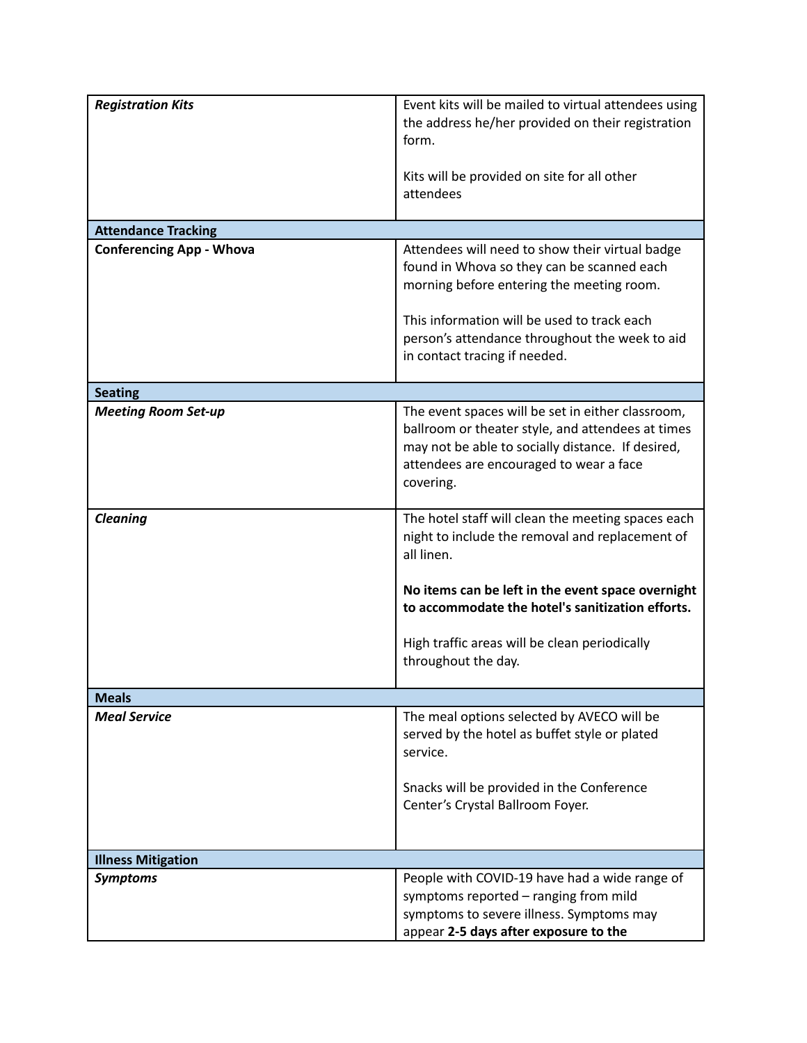| | |
|---|---|
| ***Registration Kits*** | Event kits will be mailed to virtual attendees using the address he/her provided on their registration form.<br><br>Kits will be provided on site for all other attendees |
| **Attendance Tracking** | |
| **Conferencing App - Whova** | Attendees will need to show their virtual badge found in Whova so they can be scanned each morning before entering the meeting room.<br><br>This information will be used to track each person's attendance throughout the week to aid in contact tracing if needed. |
| **Seating** | |
| ***Meeting Room Set-up*** | The event spaces will be set in either classroom, ballroom or theater style, and attendees at times may not be able to socially distance. If desired, attendees are encouraged to wear a face covering. |
| ***Cleaning*** | The hotel staff will clean the meeting spaces each night to include the removal and replacement of all linen.<br><br>**No items can be left in the event space overnight to accommodate the hotel's sanitization efforts.**<br><br>High traffic areas will be clean periodically throughout the day. |
| **Meals** | |
| ***Meal Service*** | The meal options selected by AVECO will be served by the hotel as buffet style or plated service.<br><br>Snacks will be provided in the Conference Center's Crystal Ballroom Foyer. |
| **Illness Mitigation** | |
| ***Symptoms*** | People with COVID-19 have had a wide range of symptoms reported – ranging from mild symptoms to severe illness. Symptoms may appear **2-5 days after exposure to the** |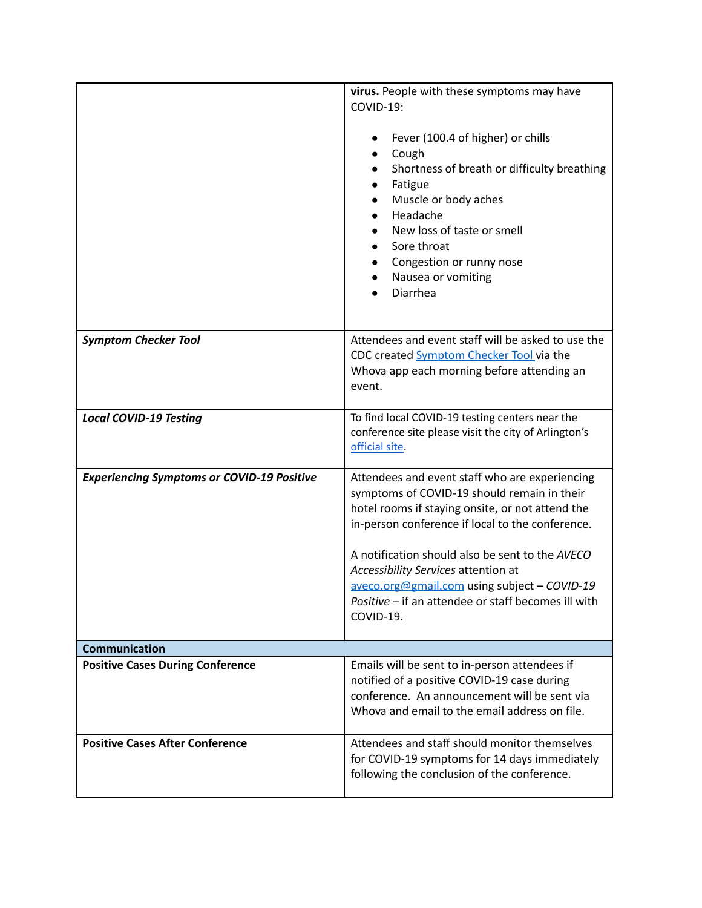| | |
|---|---|
| | **virus.** People with these symptoms may have COVID-19:<br><br>• Fever (100.4 of higher) or chills<br>• Cough<br>• Shortness of breath or difficulty breathing<br>• Fatigue<br>• Muscle or body aches<br>• Headache<br>• New loss of taste or smell<br>• Sore throat<br>• Congestion or runny nose<br>• Nausea or vomiting<br>• Diarrhea |
| ***Symptom Checker Tool*** | Attendees and event staff will be asked to use the CDC created Symptom Checker Tool via the Whova app each morning before attending an event. |
| ***Local COVID-19 Testing*** | To find local COVID-19 testing centers near the conference site please visit the city of Arlington's official site. |
| ***Experiencing Symptoms or COVID-19 Positive*** | Attendees and event staff who are experiencing symptoms of COVID-19 should remain in their hotel rooms if staying onsite, or not attend the in-person conference if local to the conference.<br><br>A notification should also be sent to the *AVECO Accessibility Services* attention at aveco.org@gmail.com using subject – *COVID-19 Positive* – if an attendee or staff becomes ill with COVID-19. |
| **Communication** | |
| **Positive Cases During Conference** | Emails will be sent to in-person attendees if notified of a positive COVID-19 case during conference. An announcement will be sent via Whova and email to the email address on file. |
| **Positive Cases After Conference** | Attendees and staff should monitor themselves for COVID-19 symptoms for 14 days immediately following the conclusion of the conference. |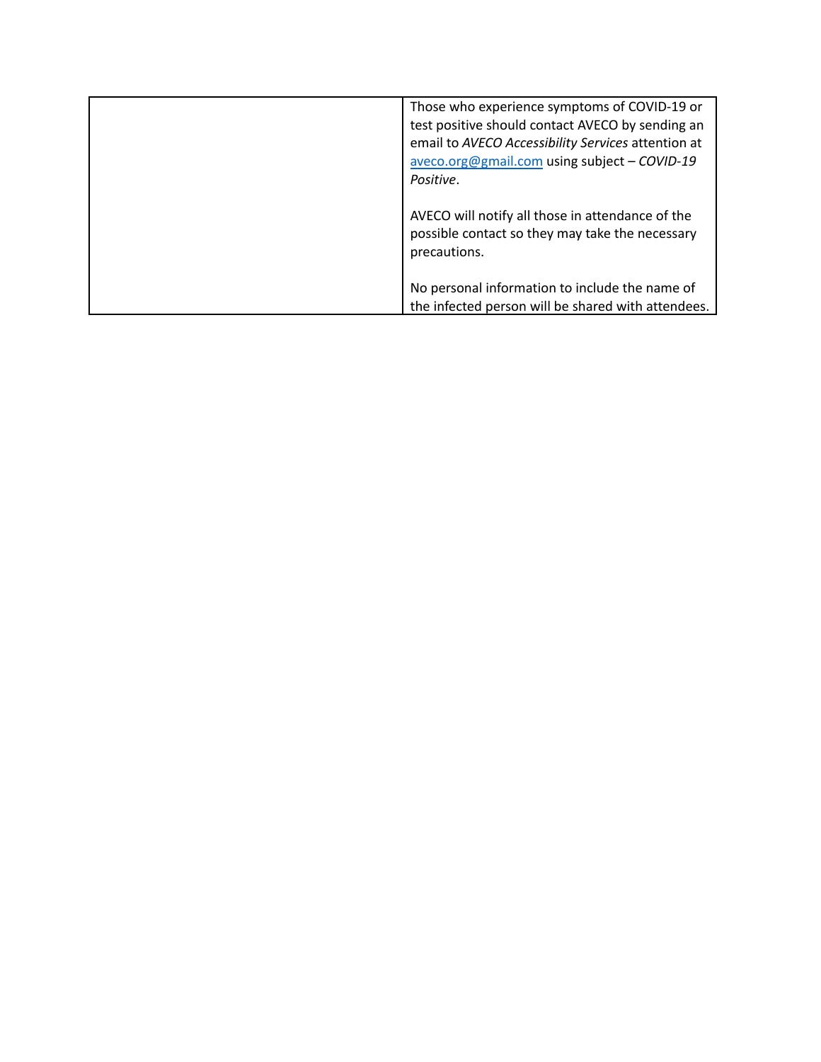| | |
|---|---|
| | Those who experience symptoms of COVID-19 or test positive should contact AVECO by sending an email to *AVECO Accessibility Services* attention at aveco.org@gmail.com using subject – *COVID-19 Positive*.<br><br>AVECO will notify all those in attendance of the possible contact so they may take the necessary precautions.<br><br>No personal information to include the name of the infected person will be shared with attendees. |